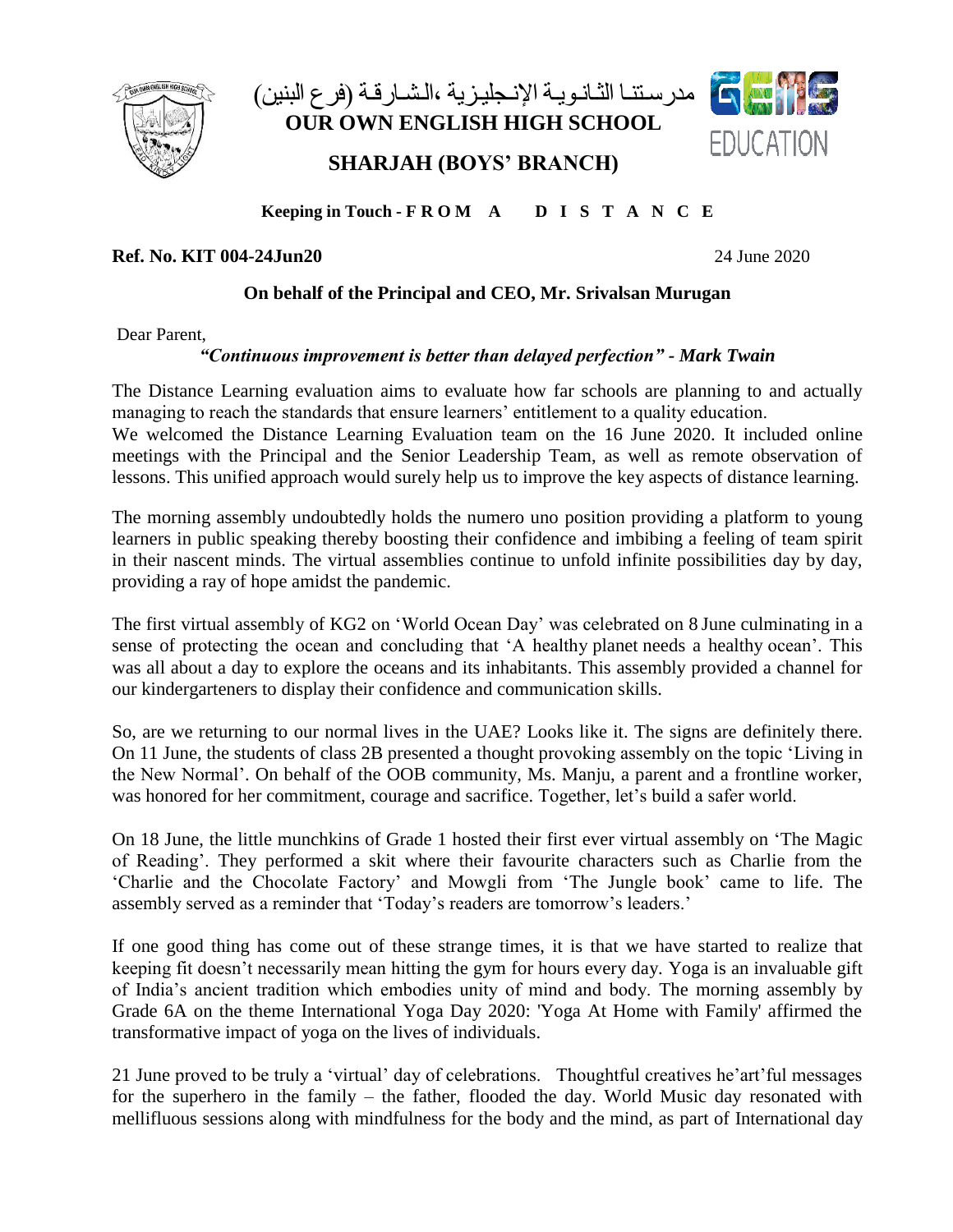مدرستنا الثانوية الإنجليزية ،الشارقة (فرع البنين)

# OUR OWN ENGLISH HIGH SCHOOL

## SHARJAH (BOYS' BRANCH)

**Keeping in Touch - F R O M A D I S T A N C E**

**Ref. No. KIT 004-24Jun20** 24 June 2020

**On behalf of the Principal and CEO, Mr. Srivalsan Murugan**

Dear Parent,

***"Continuous improvement is better than delayed perfection" - Mark Twain***

The Distance Learning evaluation aims to evaluate how far schools are planning to and actually managing to reach the standards that ensure learners' entitlement to a quality education.
We welcomed the Distance Learning Evaluation team on the 16 June 2020. It included online meetings with the Principal and the Senior Leadership Team, as well as remote observation of lessons. This unified approach would surely help us to improve the key aspects of distance learning.

The morning assembly undoubtedly holds the numero uno position providing a platform to young learners in public speaking thereby boosting their confidence and imbibing a feeling of team spirit in their nascent minds. The virtual assemblies continue to unfold infinite possibilities day by day, providing a ray of hope amidst the pandemic.

The first virtual assembly of KG2 on 'World Ocean Day' was celebrated on 8 June culminating in a sense of protecting the ocean and concluding that 'A healthy planet needs a healthy ocean'. This was all about a day to explore the oceans and its inhabitants. This assembly provided a channel for our kindergarteners to display their confidence and communication skills.

So, are we returning to our normal lives in the UAE? Looks like it. The signs are definitely there. On 11 June, the students of class 2B presented a thought provoking assembly on the topic 'Living in the New Normal'. On behalf of the OOB community, Ms. Manju, a parent and a frontline worker, was honored for her commitment, courage and sacrifice. Together, let's build a safer world.

On 18 June, the little munchkins of Grade 1 hosted their first ever virtual assembly on 'The Magic of Reading'. They performed a skit where their favourite characters such as Charlie from the 'Charlie and the Chocolate Factory' and Mowgli from 'The Jungle book' came to life. The assembly served as a reminder that 'Today's readers are tomorrow's leaders.'

If one good thing has come out of these strange times, it is that we have started to realize that keeping fit doesn't necessarily mean hitting the gym for hours every day. Yoga is an invaluable gift of India's ancient tradition which embodies unity of mind and body. The morning assembly by Grade 6A on the theme International Yoga Day 2020: 'Yoga At Home with Family' affirmed the transformative impact of yoga on the lives of individuals.

21 June proved to be truly a 'virtual' day of celebrations. Thoughtful creatives he'art'ful messages for the superhero in the family – the father, flooded the day. World Music day resonated with mellifluous sessions along with mindfulness for the body and the mind, as part of International day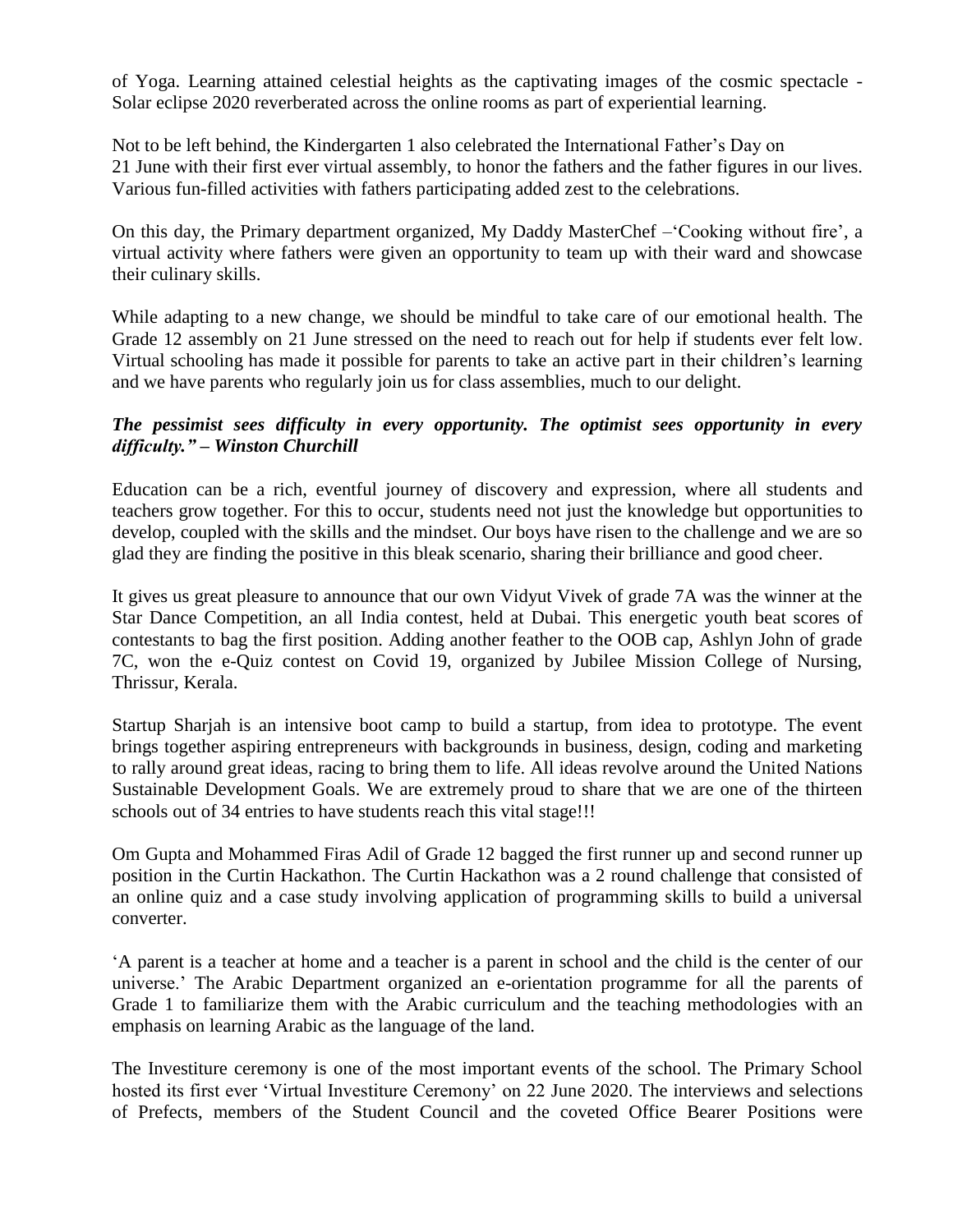of Yoga. Learning attained celestial heights as the captivating images of the cosmic spectacle - Solar eclipse 2020 reverberated across the online rooms as part of experiential learning.

Not to be left behind, the Kindergarten 1 also celebrated the International Father's Day on 21 June with their first ever virtual assembly, to honor the fathers and the father figures in our lives. Various fun-filled activities with fathers participating added zest to the celebrations.

On this day, the Primary department organized, My Daddy MasterChef –'Cooking without fire', a virtual activity where fathers were given an opportunity to team up with their ward and showcase their culinary skills.

While adapting to a new change, we should be mindful to take care of our emotional health. The Grade 12 assembly on 21 June stressed on the need to reach out for help if students ever felt low. Virtual schooling has made it possible for parents to take an active part in their children's learning and we have parents who regularly join us for class assemblies, much to our delight.

***The pessimist sees difficulty in every opportunity. The optimist sees opportunity in every difficulty." – Winston Churchill***

Education can be a rich, eventful journey of discovery and expression, where all students and teachers grow together. For this to occur, students need not just the knowledge but opportunities to develop, coupled with the skills and the mindset. Our boys have risen to the challenge and we are so glad they are finding the positive in this bleak scenario, sharing their brilliance and good cheer.

It gives us great pleasure to announce that our own Vidyut Vivek of grade 7A was the winner at the Star Dance Competition, an all India contest, held at Dubai. This energetic youth beat scores of contestants to bag the first position. Adding another feather to the OOB cap, Ashlyn John of grade 7C, won the e-Quiz contest on Covid 19, organized by Jubilee Mission College of Nursing, Thrissur, Kerala.

Startup Sharjah is an intensive boot camp to build a startup, from idea to prototype. The event brings together aspiring entrepreneurs with backgrounds in business, design, coding and marketing to rally around great ideas, racing to bring them to life. All ideas revolve around the United Nations Sustainable Development Goals. We are extremely proud to share that we are one of the thirteen schools out of 34 entries to have students reach this vital stage!!!

Om Gupta and Mohammed Firas Adil of Grade 12 bagged the first runner up and second runner up position in the Curtin Hackathon. The Curtin Hackathon was a 2 round challenge that consisted of an online quiz and a case study involving application of programming skills to build a universal converter.

'A parent is a teacher at home and a teacher is a parent in school and the child is the center of our universe.' The Arabic Department organized an e-orientation programme for all the parents of Grade 1 to familiarize them with the Arabic curriculum and the teaching methodologies with an emphasis on learning Arabic as the language of the land.

The Investiture ceremony is one of the most important events of the school. The Primary School hosted its first ever 'Virtual Investiture Ceremony' on 22 June 2020. The interviews and selections of Prefects, members of the Student Council and the coveted Office Bearer Positions were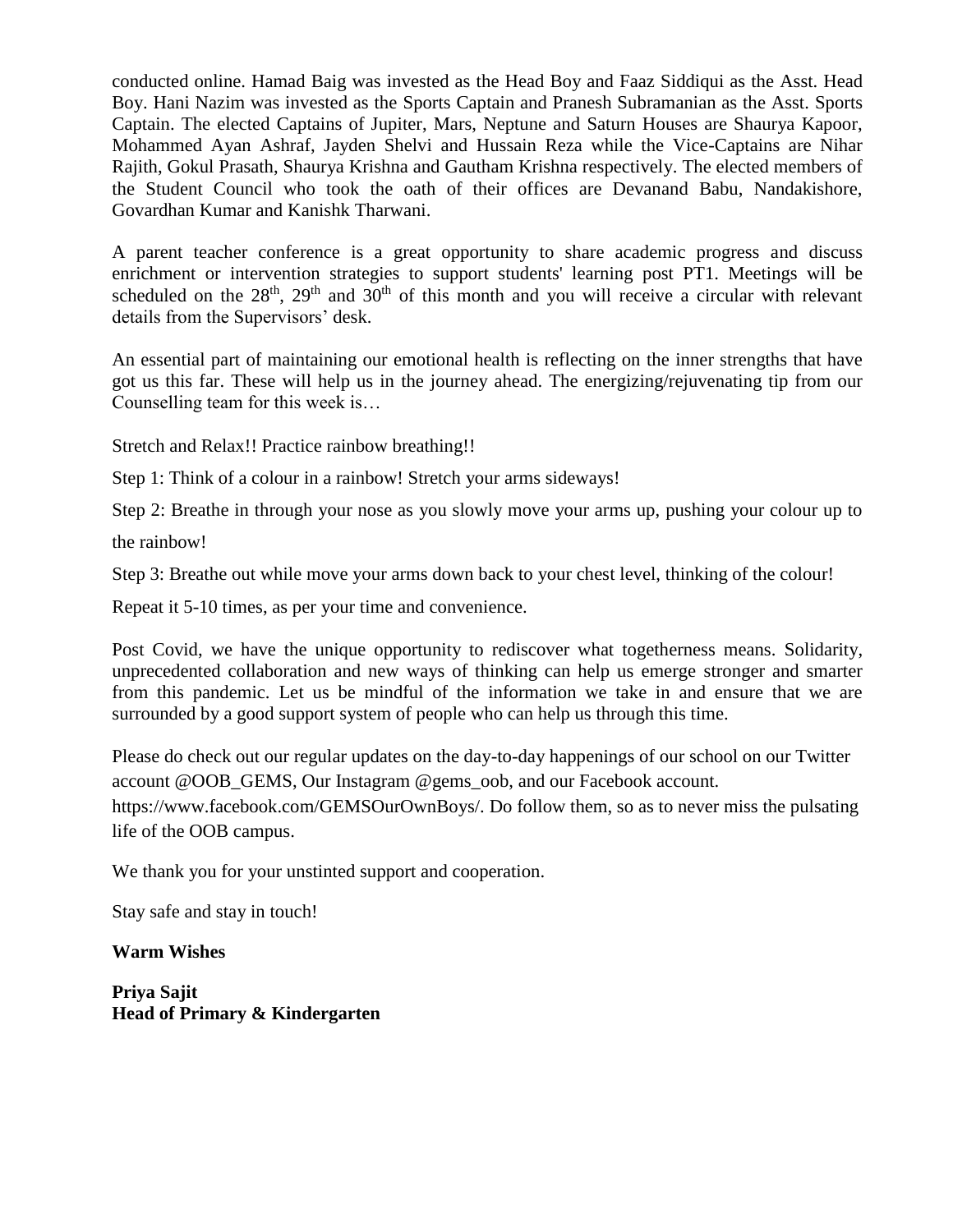conducted online. Hamad Baig was invested as the Head Boy and Faaz Siddiqui as the Asst. Head Boy. Hani Nazim was invested as the Sports Captain and Pranesh Subramanian as the Asst. Sports Captain. The elected Captains of Jupiter, Mars, Neptune and Saturn Houses are Shaurya Kapoor, Mohammed Ayan Ashraf, Jayden Shelvi and Hussain Reza while the Vice-Captains are Nihar Rajith, Gokul Prasath, Shaurya Krishna and Gautham Krishna respectively. The elected members of the Student Council who took the oath of their offices are Devanand Babu, Nandakishore, Govardhan Kumar and Kanishk Tharwani.

A parent teacher conference is a great opportunity to share academic progress and discuss enrichment or intervention strategies to support students' learning post PT1. Meetings will be scheduled on the 28th, 29th and 30th of this month and you will receive a circular with relevant details from the Supervisors' desk.

An essential part of maintaining our emotional health is reflecting on the inner strengths that have got us this far. These will help us in the journey ahead. The energizing/rejuvenating tip from our Counselling team for this week is…

Stretch and Relax!! Practice rainbow breathing!!

Step 1: Think of a colour in a rainbow! Stretch your arms sideways!

Step 2: Breathe in through your nose as you slowly move your arms up, pushing your colour up to the rainbow!

Step 3: Breathe out while move your arms down back to your chest level, thinking of the colour!

Repeat it 5-10 times, as per your time and convenience.

Post Covid, we have the unique opportunity to rediscover what togetherness means. Solidarity, unprecedented collaboration and new ways of thinking can help us emerge stronger and smarter from this pandemic. Let us be mindful of the information we take in and ensure that we are surrounded by a good support system of people who can help us through this time.

Please do check out our regular updates on the day-to-day happenings of our school on our Twitter account @OOB_GEMS, Our Instagram @gems_oob, and our Facebook account. https://www.facebook.com/GEMSOurOwnBoys/. Do follow them, so as to never miss the pulsating life of the OOB campus.

We thank you for your unstinted support and cooperation.

Stay safe and stay in touch!

**Warm Wishes**

**Priya Sajit**
**Head of Primary & Kindergarten**